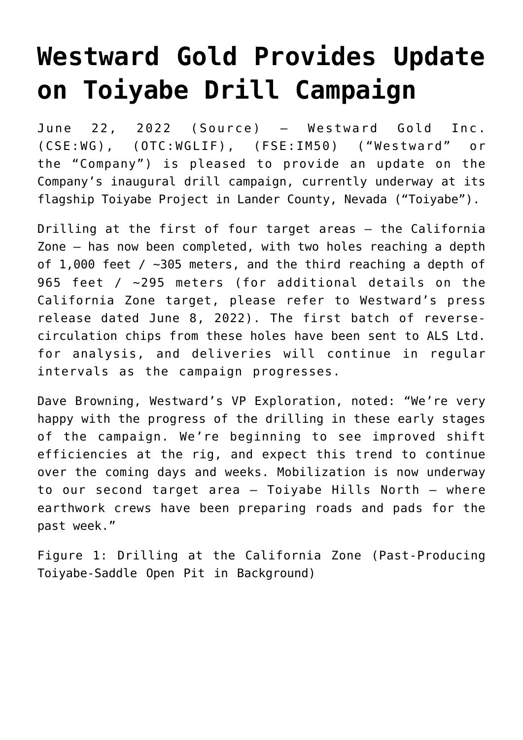# Westward Gold Provides Update on Toiyabe Drill Campaign

June 22, 2022 (Source) — Westward Gold Inc. (CSE:WG), (OTC:WGLIF), (FSE:IM50) ("Westward" or the "Company") is pleased to provide an update on the Company's inaugural drill campaign, currently underway at its flagship Toiyabe Project in Lander County, Nevada ("Toiyabe").

Drilling at the first of four target areas – the California Zone – has now been completed, with two holes reaching a depth of 1,000 feet / ~305 meters, and the third reaching a depth of 965 feet / ~295 meters (for additional details on the California Zone target, please refer to Westward's press release dated June 8, 2022). The first batch of reverse-circulation chips from these holes have been sent to ALS Ltd. for analysis, and deliveries will continue in regular intervals as the campaign progresses.

Dave Browning, Westward's VP Exploration, noted: "We're very happy with the progress of the drilling in these early stages of the campaign. We're beginning to see improved shift efficiencies at the rig, and expect this trend to continue over the coming days and weeks. Mobilization is now underway to our second target area – Toiyabe Hills North – where earthwork crews have been preparing roads and pads for the past week."

Figure 1: Drilling at the California Zone (Past-Producing Toiyabe-Saddle Open Pit in Background)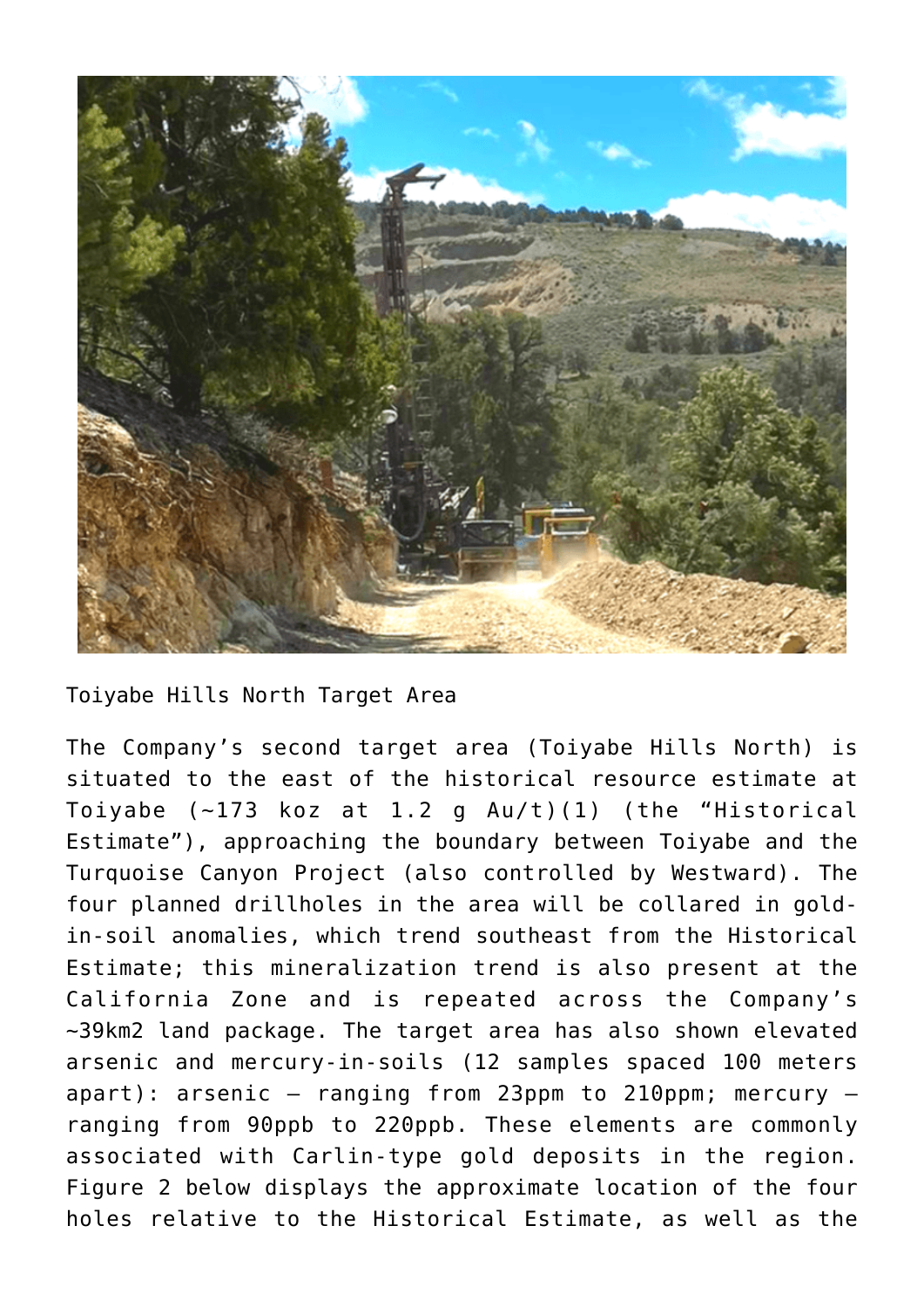Toiyabe Hills North Target Area

The Company's second target area (Toiyabe Hills North) is situated to the east of the historical resource estimate at Toiyabe (~173 koz at 1.2 g Au/t)(1) (the "Historical Estimate"), approaching the boundary between Toiyabe and the Turquoise Canyon Project (also controlled by Westward). The four planned drillholes in the area will be collared in gold-in-soil anomalies, which trend southeast from the Historical Estimate; this mineralization trend is also present at the California Zone and is repeated across the Company's ~39km2 land package. The target area has also shown elevated arsenic and mercury-in-soils (12 samples spaced 100 meters apart): arsenic – ranging from 23ppm to 210ppm; mercury – ranging from 90ppb to 220ppb. These elements are commonly associated with Carlin-type gold deposits in the region. Figure 2 below displays the approximate location of the four holes relative to the Historical Estimate, as well as the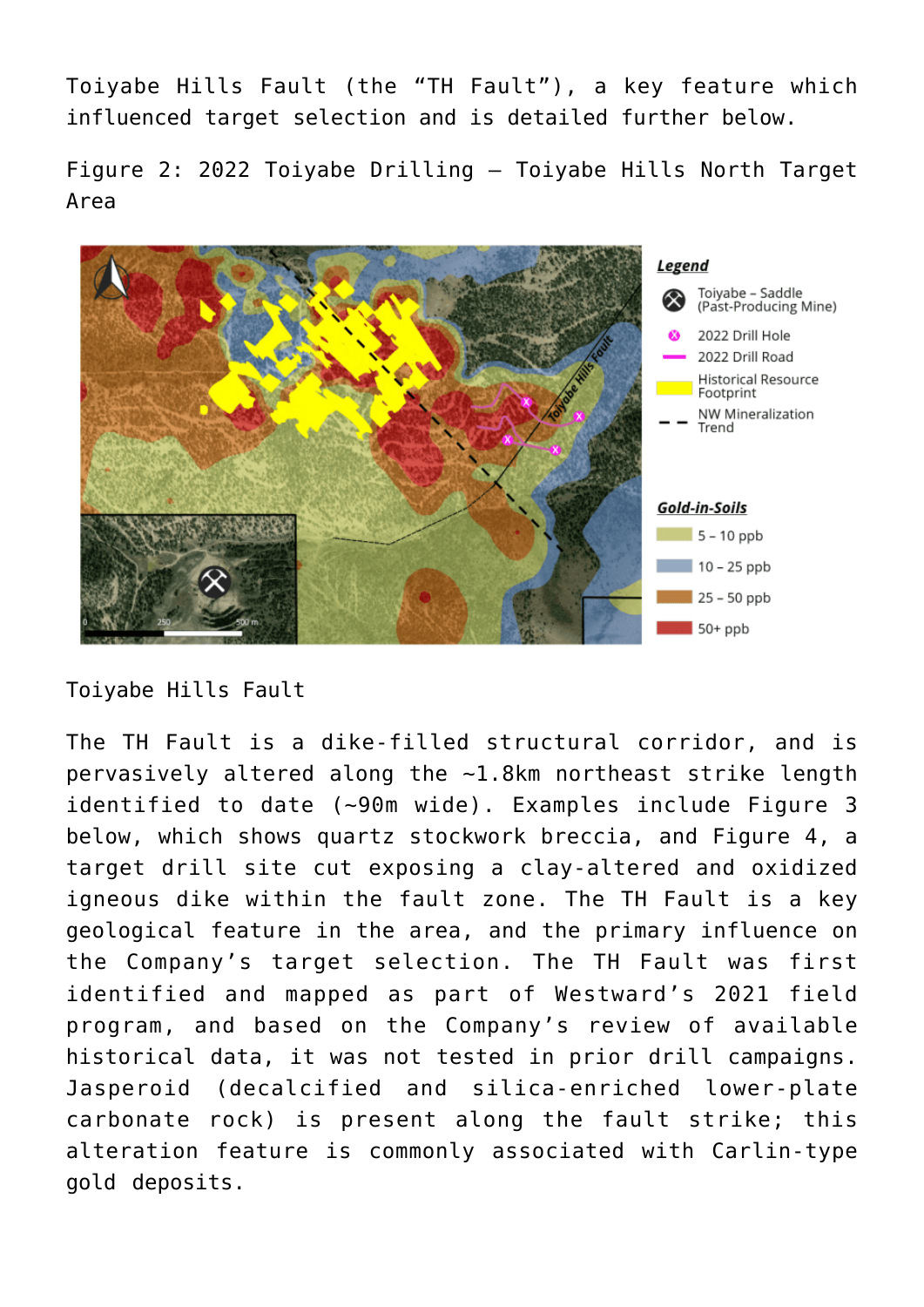Toiyabe Hills Fault (the "TH Fault"), a key feature which influenced target selection and is detailed further below.

Figure 2: 2022 Toiyabe Drilling – Toiyabe Hills North Target Area

Legend

Toiyabe – Saddle (Past-Producing Mine)

2022 Drill Hole

2022 Drill Road

Historical Resource Footprint

NW Mineralization Trend

Gold-in-Soils

5 – 10 ppb

10 – 25 ppb

25 – 50 ppb

50+ ppb

Toiyabe Hills Fault

0 250 500 m

## Toiyabe Hills Fault

The TH Fault is a dike-filled structural corridor, and is pervasively altered along the ~1.8km northeast strike length identified to date (~90m wide). Examples include Figure 3 below, which shows quartz stockwork breccia, and Figure 4, a target drill site cut exposing a clay-altered and oxidized igneous dike within the fault zone. The TH Fault is a key geological feature in the area, and the primary influence on the Company's target selection. The TH Fault was first identified and mapped as part of Westward's 2021 field program, and based on the Company's review of available historical data, it was not tested in prior drill campaigns. Jasperoid (decalcified and silica-enriched lower-plate carbonate rock) is present along the fault strike; this alteration feature is commonly associated with Carlin-type gold deposits.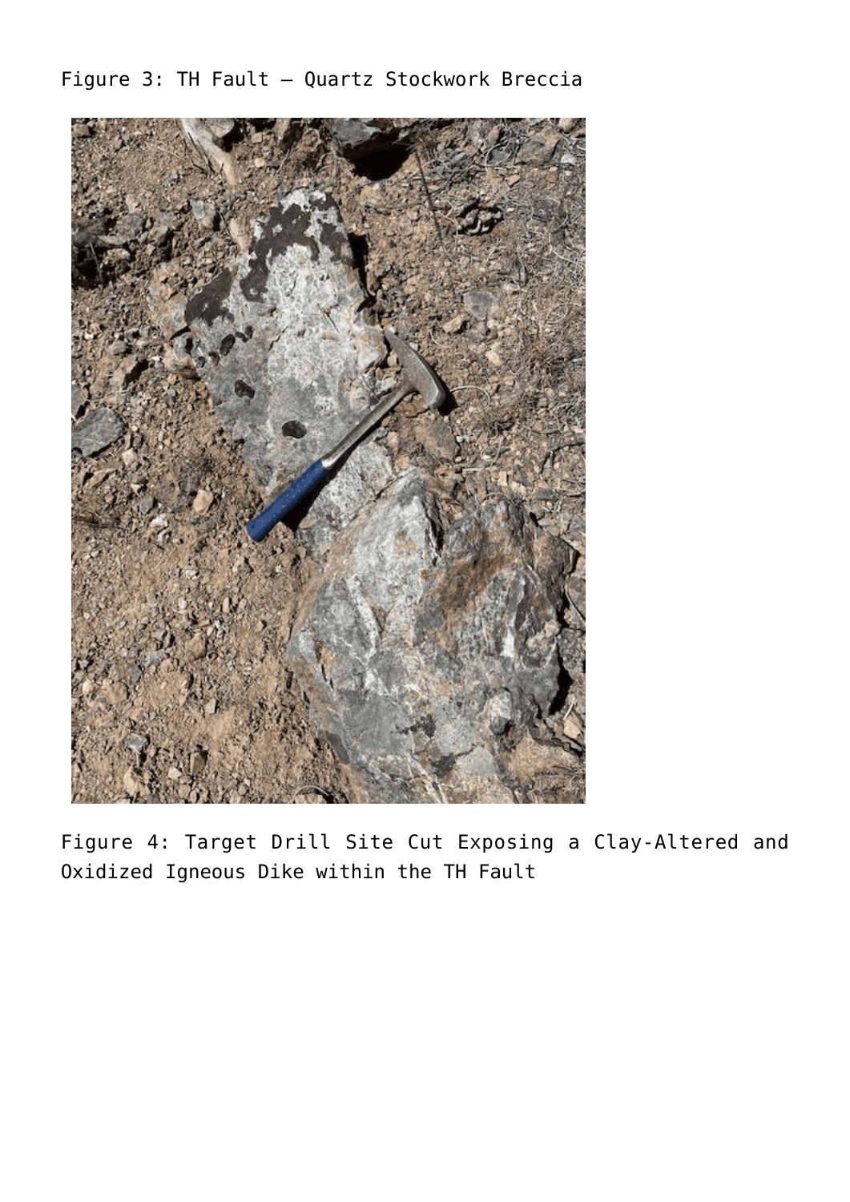Figure 3: TH Fault – Quartz Stockwork Breccia

Figure 4: Target Drill Site Cut Exposing a Clay-Altered and Oxidized Igneous Dike within the TH Fault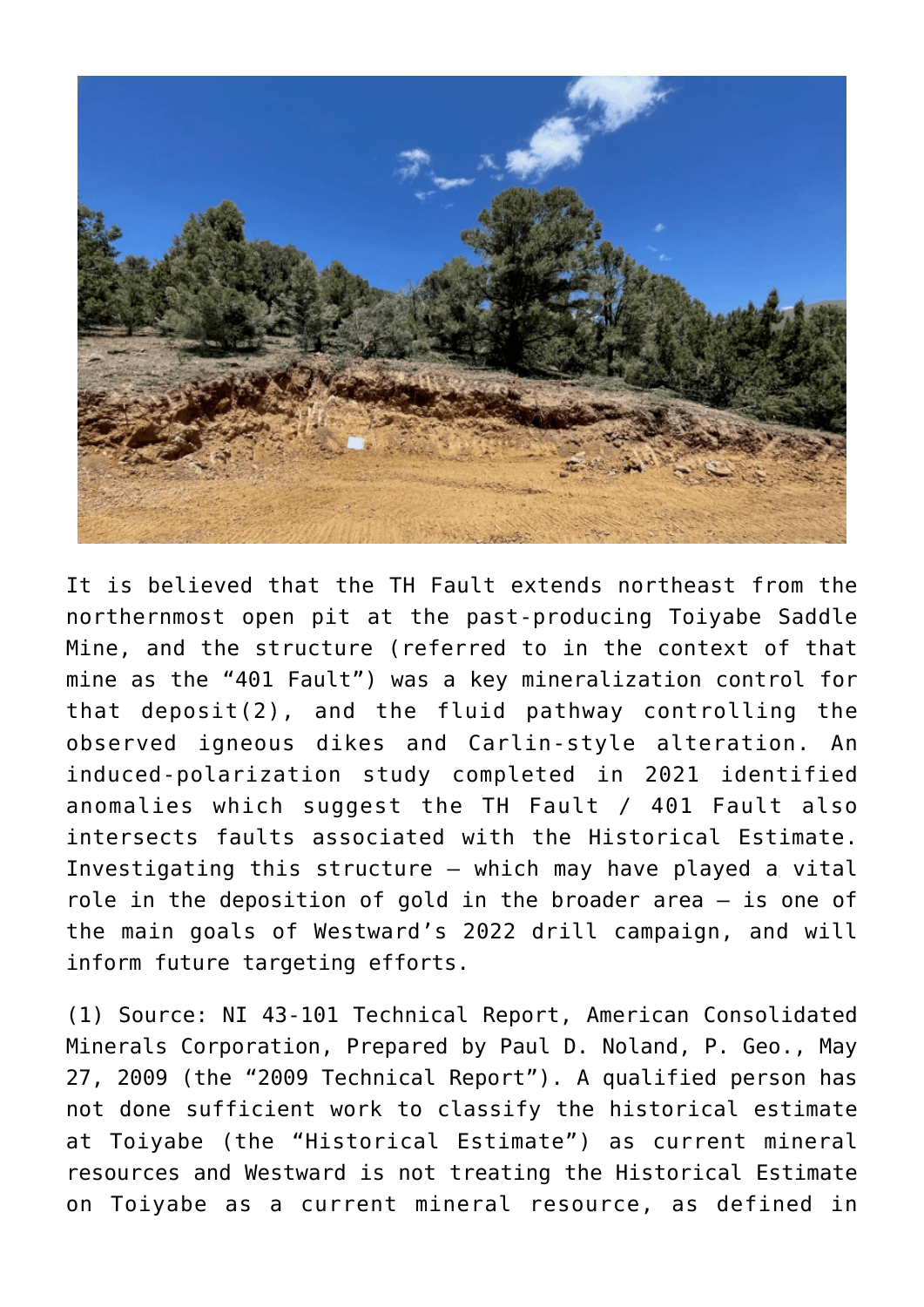It is believed that the TH Fault extends northeast from the northernmost open pit at the past-producing Toiyabe Saddle Mine, and the structure (referred to in the context of that mine as the “401 Fault”) was a key mineralization control for that deposit(2), and the fluid pathway controlling the observed igneous dikes and Carlin-style alteration. An induced-polarization study completed in 2021 identified anomalies which suggest the TH Fault / 401 Fault also intersects faults associated with the Historical Estimate. Investigating this structure – which may have played a vital role in the deposition of gold in the broader area – is one of the main goals of Westward’s 2022 drill campaign, and will inform future targeting efforts.

(1) Source: NI 43-101 Technical Report, American Consolidated Minerals Corporation, Prepared by Paul D. Noland, P. Geo., May 27, 2009 (the “2009 Technical Report”). A qualified person has not done sufficient work to classify the historical estimate at Toiyabe (the “Historical Estimate”) as current mineral resources and Westward is not treating the Historical Estimate on Toiyabe as a current mineral resource, as defined in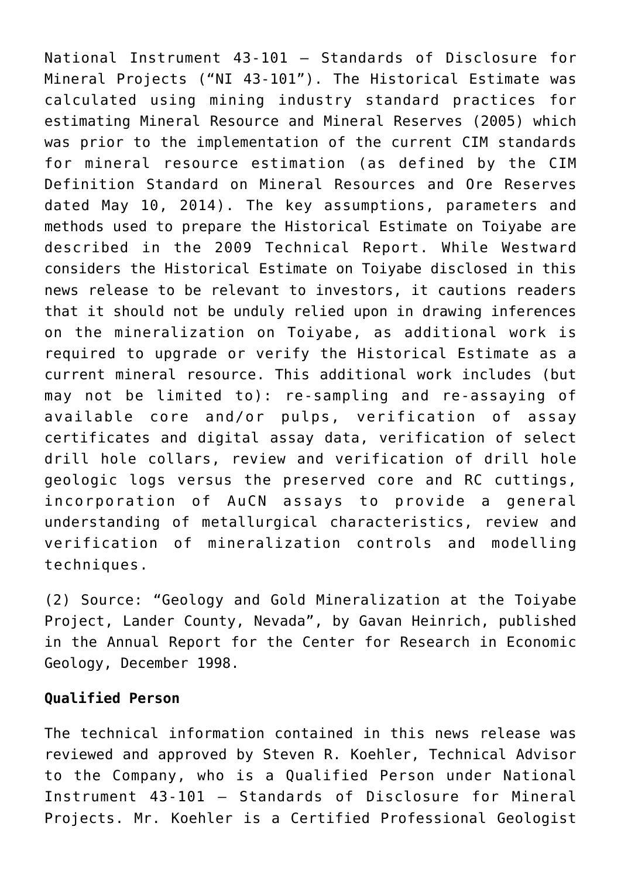National Instrument 43-101 – Standards of Disclosure for Mineral Projects ("NI 43-101"). The Historical Estimate was calculated using mining industry standard practices for estimating Mineral Resource and Mineral Reserves (2005) which was prior to the implementation of the current CIM standards for mineral resource estimation (as defined by the CIM Definition Standard on Mineral Resources and Ore Reserves dated May 10, 2014). The key assumptions, parameters and methods used to prepare the Historical Estimate on Toiyabe are described in the 2009 Technical Report. While Westward considers the Historical Estimate on Toiyabe disclosed in this news release to be relevant to investors, it cautions readers that it should not be unduly relied upon in drawing inferences on the mineralization on Toiyabe, as additional work is required to upgrade or verify the Historical Estimate as a current mineral resource. This additional work includes (but may not be limited to): re-sampling and re-assaying of available core and/or pulps, verification of assay certificates and digital assay data, verification of select drill hole collars, review and verification of drill hole geologic logs versus the preserved core and RC cuttings, incorporation of AuCN assays to provide a general understanding of metallurgical characteristics, review and verification of mineralization controls and modelling techniques.

(2) Source: "Geology and Gold Mineralization at the Toiyabe Project, Lander County, Nevada", by Gavan Heinrich, published in the Annual Report for the Center for Research in Economic Geology, December 1998.

**Qualified Person**

The technical information contained in this news release was reviewed and approved by Steven R. Koehler, Technical Advisor to the Company, who is a Qualified Person under National Instrument 43-101 – Standards of Disclosure for Mineral Projects. Mr. Koehler is a Certified Professional Geologist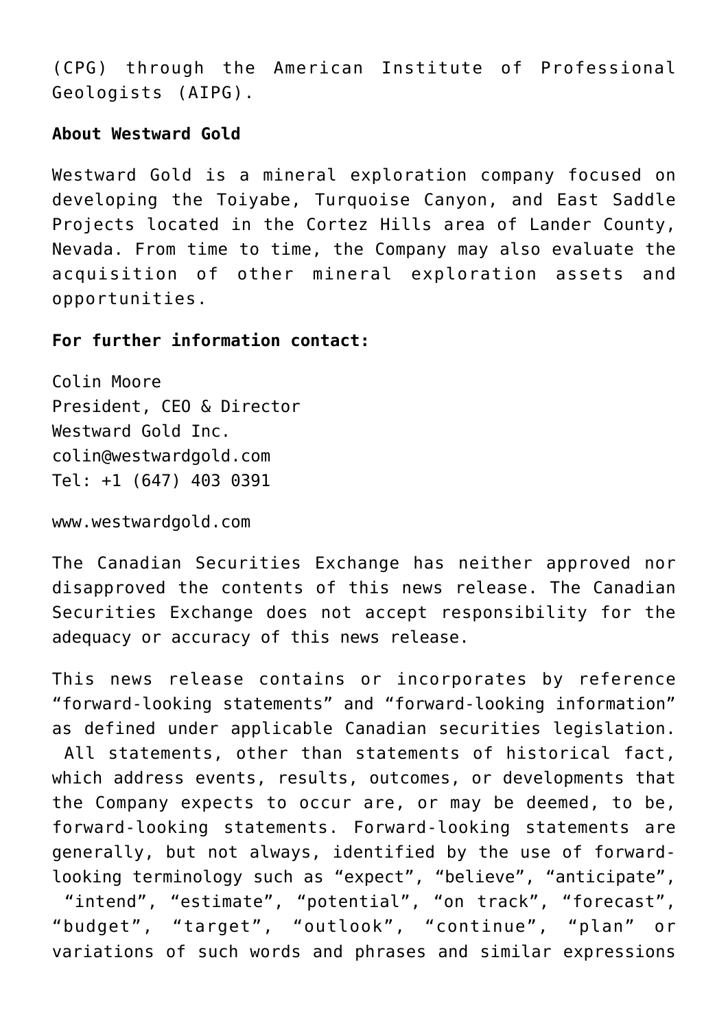(CPG) through the American Institute of Professional Geologists (AIPG).

**About Westward Gold**

Westward Gold is a mineral exploration company focused on developing the Toiyabe, Turquoise Canyon, and East Saddle Projects located in the Cortez Hills area of Lander County, Nevada. From time to time, the Company may also evaluate the acquisition of other mineral exploration assets and opportunities.

**For further information contact:**

Colin Moore
President, CEO & Director
Westward Gold Inc.
colin@westwardgold.com
Tel: +1 (647) 403 0391

www.westwardgold.com

The Canadian Securities Exchange has neither approved nor disapproved the contents of this news release. The Canadian Securities Exchange does not accept responsibility for the adequacy or accuracy of this news release.

This news release contains or incorporates by reference "forward-looking statements" and "forward-looking information" as defined under applicable Canadian securities legislation. All statements, other than statements of historical fact, which address events, results, outcomes, or developments that the Company expects to occur are, or may be deemed, to be, forward-looking statements. Forward-looking statements are generally, but not always, identified by the use of forward-looking terminology such as "expect", "believe", "anticipate", "intend", "estimate", "potential", "on track", "forecast", "budget", "target", "outlook", "continue", "plan" or variations of such words and phrases and similar expressions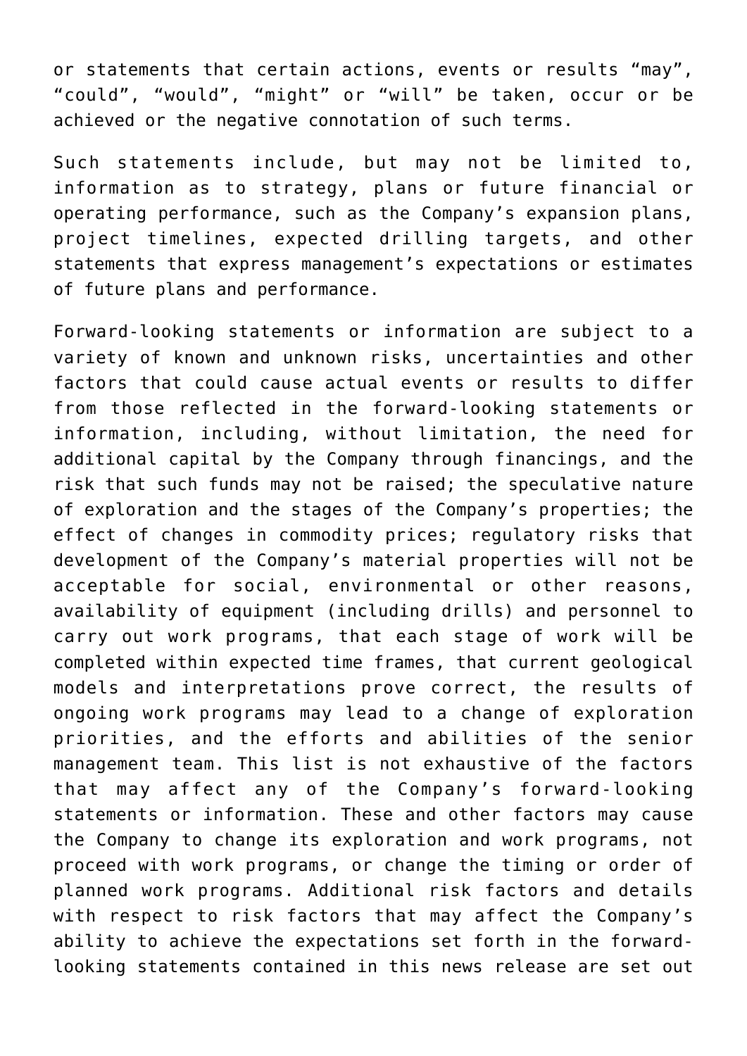or statements that certain actions, events or results “may”, “could”, “would”, “might” or “will” be taken, occur or be achieved or the negative connotation of such terms.

Such statements include, but may not be limited to, information as to strategy, plans or future financial or operating performance, such as the Company’s expansion plans, project timelines, expected drilling targets, and other statements that express management’s expectations or estimates of future plans and performance.

Forward-looking statements or information are subject to a variety of known and unknown risks, uncertainties and other factors that could cause actual events or results to differ from those reflected in the forward-looking statements or information, including, without limitation, the need for additional capital by the Company through financings, and the risk that such funds may not be raised; the speculative nature of exploration and the stages of the Company’s properties; the effect of changes in commodity prices; regulatory risks that development of the Company’s material properties will not be acceptable for social, environmental or other reasons, availability of equipment (including drills) and personnel to carry out work programs, that each stage of work will be completed within expected time frames, that current geological models and interpretations prove correct, the results of ongoing work programs may lead to a change of exploration priorities, and the efforts and abilities of the senior management team. This list is not exhaustive of the factors that may affect any of the Company’s forward-looking statements or information. These and other factors may cause the Company to change its exploration and work programs, not proceed with work programs, or change the timing or order of planned work programs. Additional risk factors and details with respect to risk factors that may affect the Company’s ability to achieve the expectations set forth in the forward-looking statements contained in this news release are set out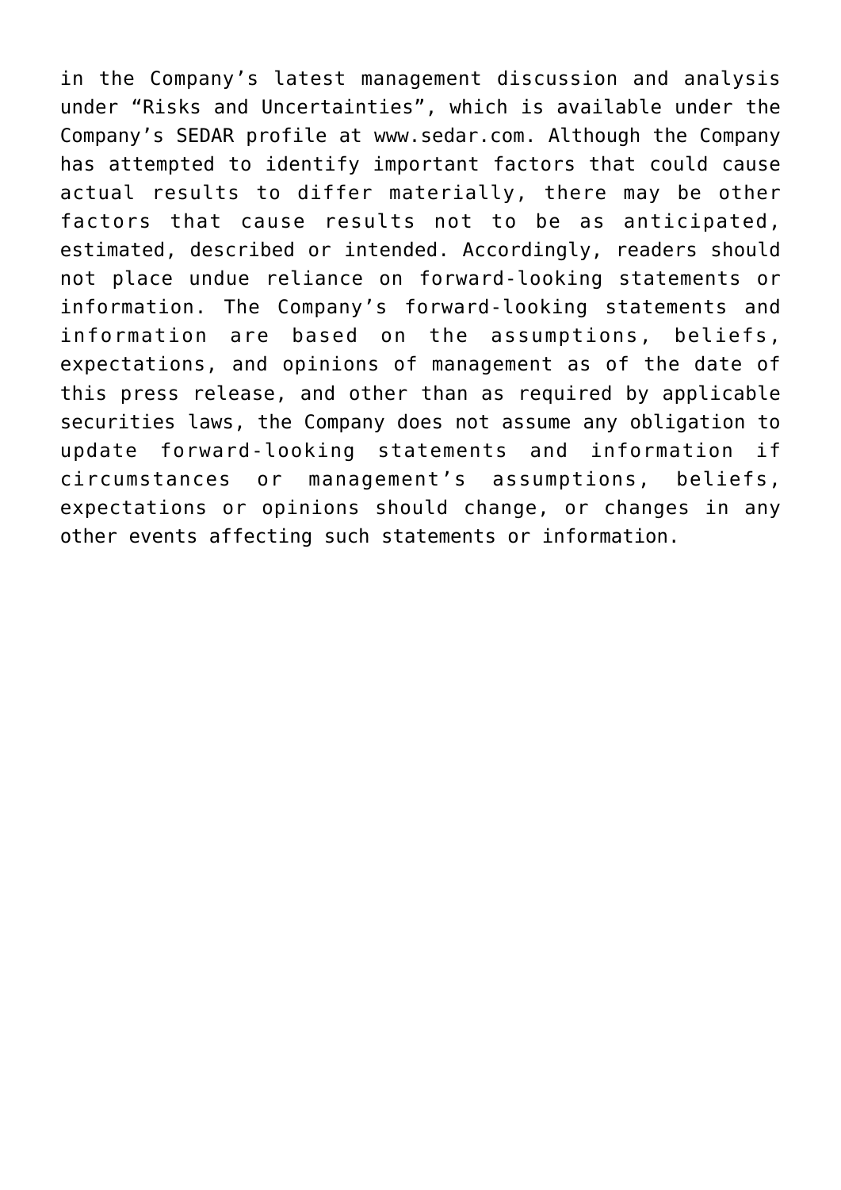in the Company's latest management discussion and analysis under "Risks and Uncertainties", which is available under the Company's SEDAR profile at www.sedar.com. Although the Company has attempted to identify important factors that could cause actual results to differ materially, there may be other factors that cause results not to be as anticipated, estimated, described or intended. Accordingly, readers should not place undue reliance on forward-looking statements or information. The Company's forward-looking statements and information are based on the assumptions, beliefs, expectations, and opinions of management as of the date of this press release, and other than as required by applicable securities laws, the Company does not assume any obligation to update forward-looking statements and information if circumstances or management's assumptions, beliefs, expectations or opinions should change, or changes in any other events affecting such statements or information.